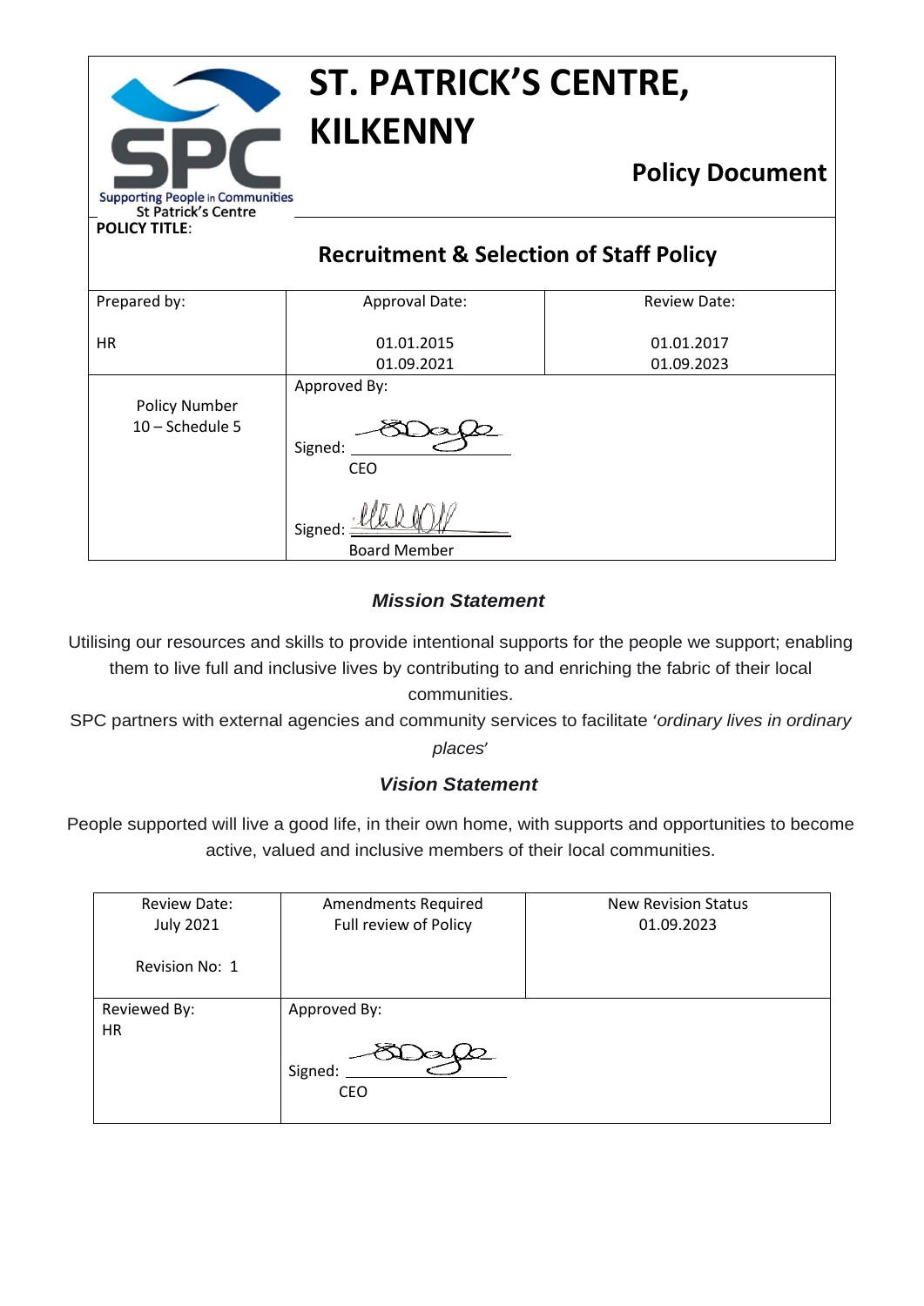# ST. PATRICK'S CENTRE, KILKENNY

Supporting People in Communities
St Patrick's Centre

## Policy Document

**POLICY TITLE**:

## Recruitment & Selection of Staff Policy

| Prepared by: | Approval Date: | Review Date: |
|---|---|---|
| HR | 01.01.2015<br>01.09.2021 | 01.01.2017<br>01.09.2023 |
| Policy Number<br>10 – Schedule 5 | Approved By:<br><br>Signed: ________<br>CEO<br><br>Signed: ________<br>Board Member | |

### *Mission Statement*

Utilising our resources and skills to provide intentional supports for the people we support; enabling them to live full and inclusive lives by contributing to and enriching the fabric of their local communities.

SPC partners with external agencies and community services to facilitate '*ordinary lives in ordinary places*'

### *Vision Statement*

People supported will live a good life, in their own home, with supports and opportunities to become active, valued and inclusive members of their local communities.

| Review Date:<br>July 2021<br><br>Revision No: 1 | Amendments Required<br>Full review of Policy | New Revision Status<br>01.09.2023 |
|---|---|---|
| Reviewed By:<br>HR | Approved By:<br><br>Signed: ________<br>CEO | |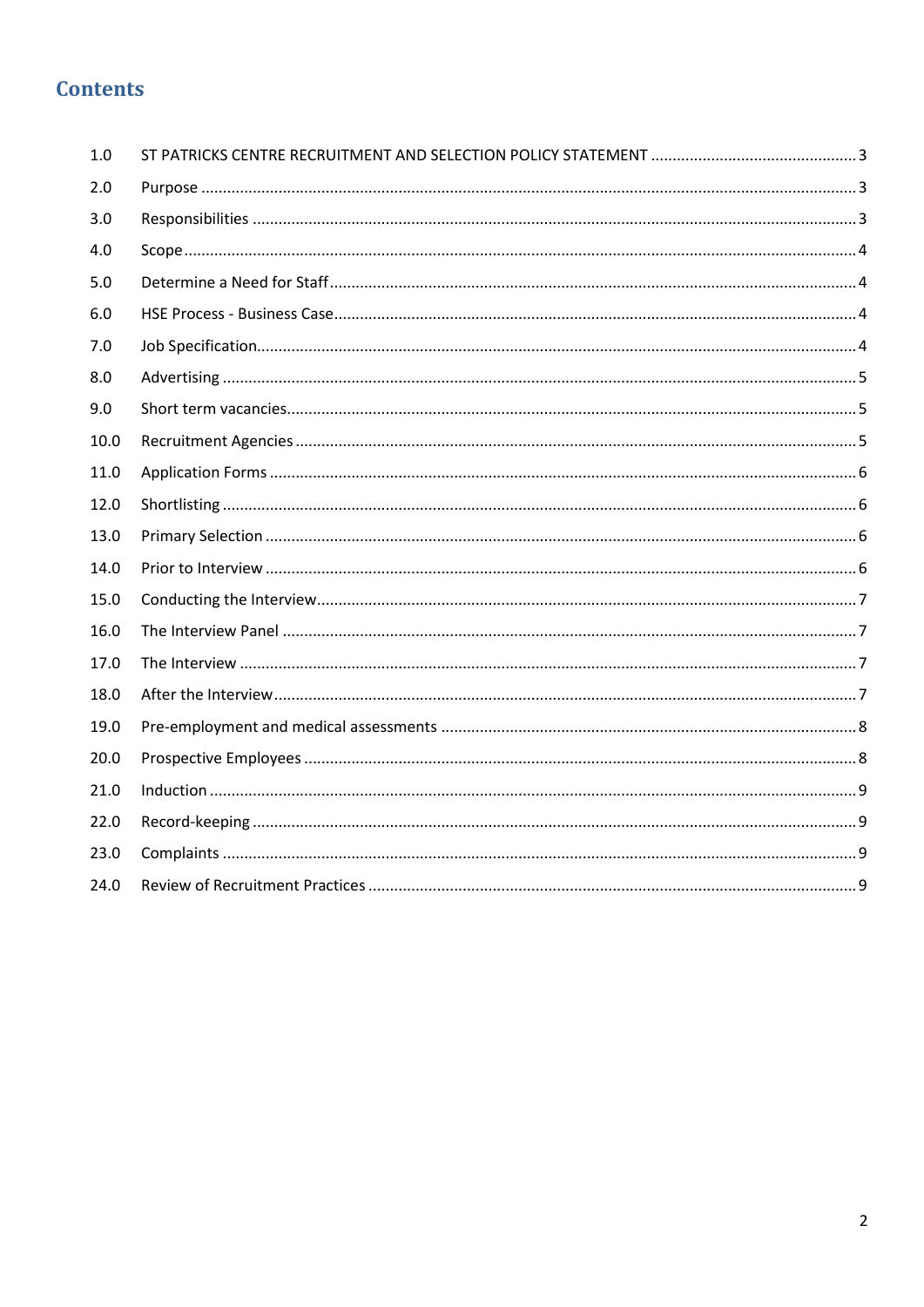# Contents

| | | |
|---|---|---|
| 1.0 | ST PATRICKS CENTRE RECRUITMENT AND SELECTION POLICY STATEMENT | 3 |
| 2.0 | Purpose | 3 |
| 3.0 | Responsibilities | 3 |
| 4.0 | Scope | 4 |
| 5.0 | Determine a Need for Staff | 4 |
| 6.0 | HSE Process - Business Case | 4 |
| 7.0 | Job Specification | 4 |
| 8.0 | Advertising | 5 |
| 9.0 | Short term vacancies | 5 |
| 10.0 | Recruitment Agencies | 5 |
| 11.0 | Application Forms | 6 |
| 12.0 | Shortlisting | 6 |
| 13.0 | Primary Selection | 6 |
| 14.0 | Prior to Interview | 6 |
| 15.0 | Conducting the Interview | 7 |
| 16.0 | The Interview Panel | 7 |
| 17.0 | The Interview | 7 |
| 18.0 | After the Interview | 7 |
| 19.0 | Pre-employment and medical assessments | 8 |
| 20.0 | Prospective Employees | 8 |
| 21.0 | Induction | 9 |
| 22.0 | Record-keeping | 9 |
| 23.0 | Complaints | 9 |
| 24.0 | Review of Recruitment Practices | 9 |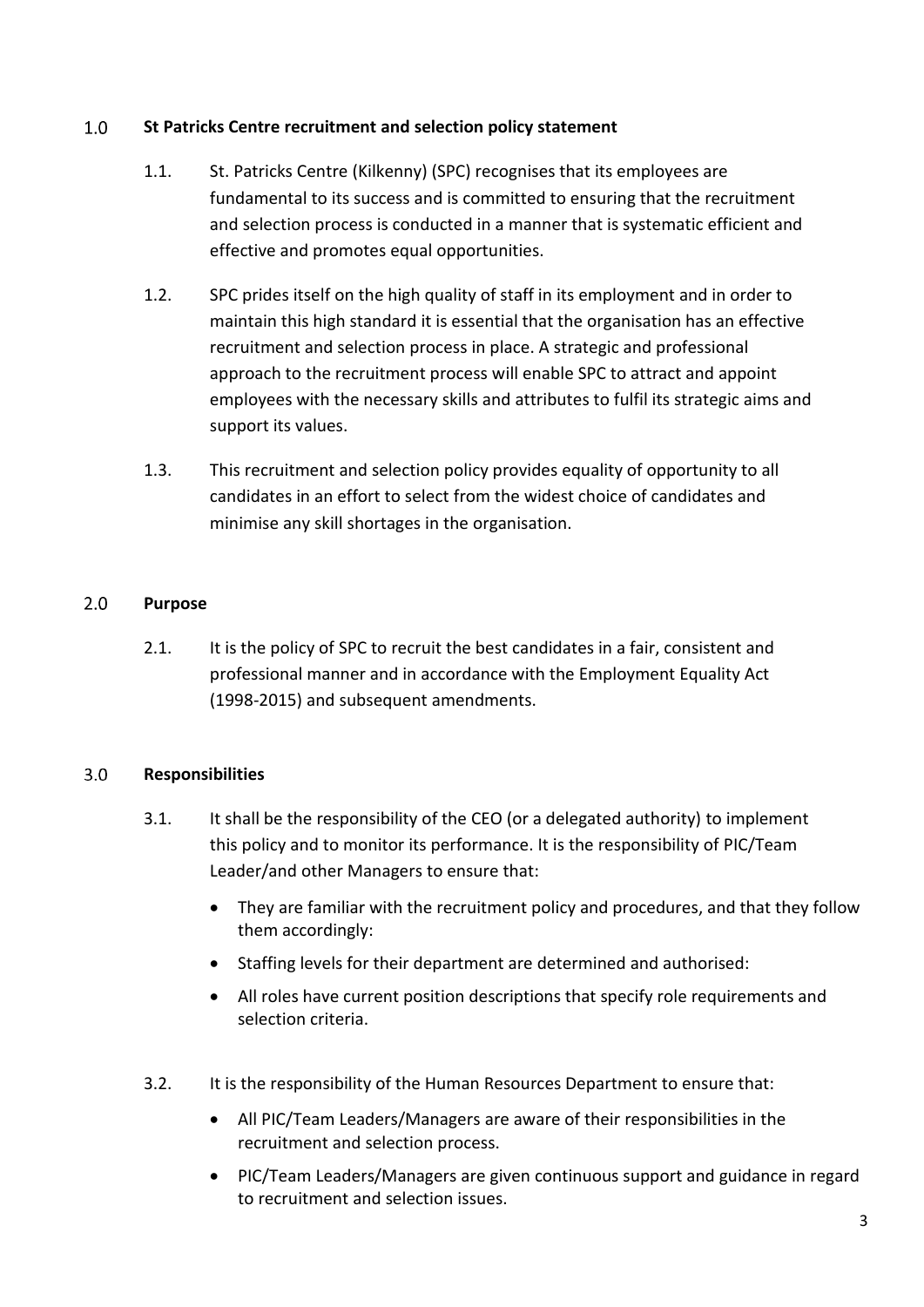## 1.0 St Patricks Centre recruitment and selection policy statement

1.1. St. Patricks Centre (Kilkenny) (SPC) recognises that its employees are fundamental to its success and is committed to ensuring that the recruitment and selection process is conducted in a manner that is systematic efficient and effective and promotes equal opportunities.

1.2. SPC prides itself on the high quality of staff in its employment and in order to maintain this high standard it is essential that the organisation has an effective recruitment and selection process in place. A strategic and professional approach to the recruitment process will enable SPC to attract and appoint employees with the necessary skills and attributes to fulfil its strategic aims and support its values.

1.3. This recruitment and selection policy provides equality of opportunity to all candidates in an effort to select from the widest choice of candidates and minimise any skill shortages in the organisation.

## 2.0 Purpose

2.1. It is the policy of SPC to recruit the best candidates in a fair, consistent and professional manner and in accordance with the Employment Equality Act (1998-2015) and subsequent amendments.

## 3.0 Responsibilities

3.1. It shall be the responsibility of the CEO (or a delegated authority) to implement this policy and to monitor its performance. It is the responsibility of PIC/Team Leader/and other Managers to ensure that:

- They are familiar with the recruitment policy and procedures, and that they follow them accordingly:
- Staffing levels for their department are determined and authorised:
- All roles have current position descriptions that specify role requirements and selection criteria.

3.2. It is the responsibility of the Human Resources Department to ensure that:

- All PIC/Team Leaders/Managers are aware of their responsibilities in the recruitment and selection process.
- PIC/Team Leaders/Managers are given continuous support and guidance in regard to recruitment and selection issues.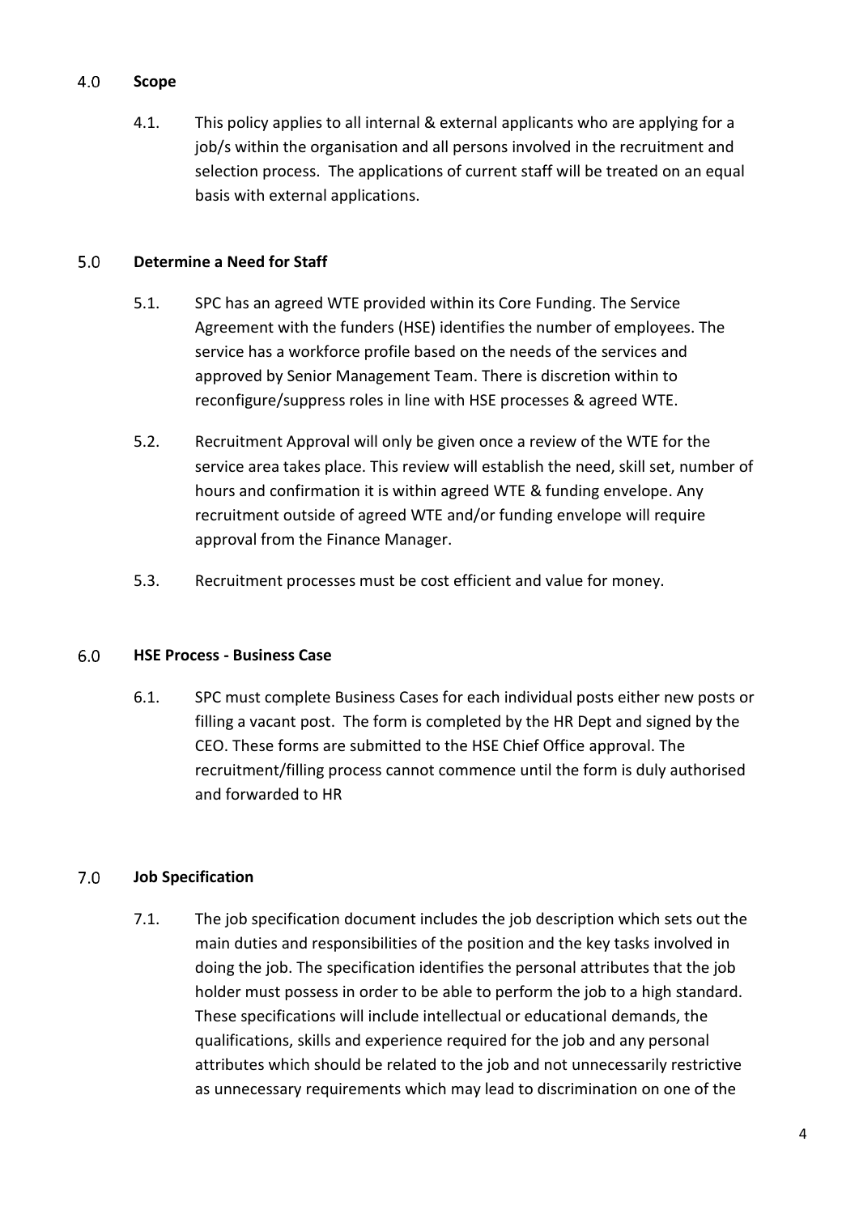## 4.0 Scope

4.1. This policy applies to all internal & external applicants who are applying for a job/s within the organisation and all persons involved in the recruitment and selection process. The applications of current staff will be treated on an equal basis with external applications.

## 5.0 Determine a Need for Staff

5.1. SPC has an agreed WTE provided within its Core Funding. The Service Agreement with the funders (HSE) identifies the number of employees. The service has a workforce profile based on the needs of the services and approved by Senior Management Team. There is discretion within to reconfigure/suppress roles in line with HSE processes & agreed WTE.

5.2. Recruitment Approval will only be given once a review of the WTE for the service area takes place. This review will establish the need, skill set, number of hours and confirmation it is within agreed WTE & funding envelope. Any recruitment outside of agreed WTE and/or funding envelope will require approval from the Finance Manager.

5.3. Recruitment processes must be cost efficient and value for money.

## 6.0 HSE Process - Business Case

6.1. SPC must complete Business Cases for each individual posts either new posts or filling a vacant post. The form is completed by the HR Dept and signed by the CEO. These forms are submitted to the HSE Chief Office approval. The recruitment/filling process cannot commence until the form is duly authorised and forwarded to HR

## 7.0 Job Specification

7.1. The job specification document includes the job description which sets out the main duties and responsibilities of the position and the key tasks involved in doing the job. The specification identifies the personal attributes that the job holder must possess in order to be able to perform the job to a high standard. These specifications will include intellectual or educational demands, the qualifications, skills and experience required for the job and any personal attributes which should be related to the job and not unnecessarily restrictive as unnecessary requirements which may lead to discrimination on one of the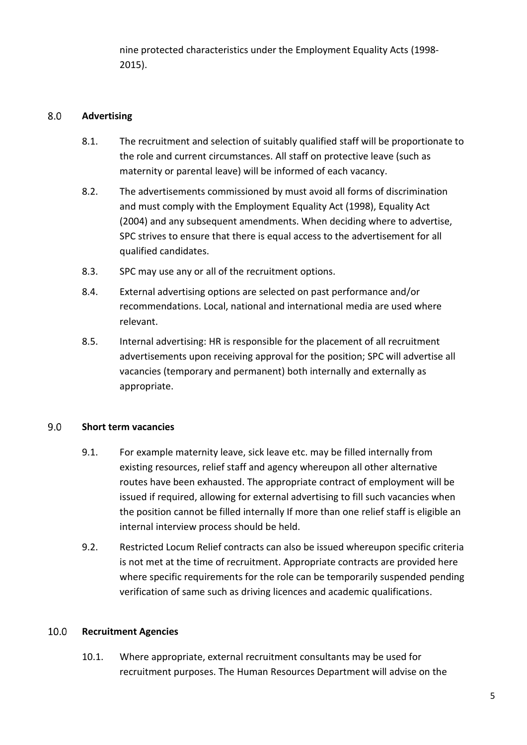nine protected characteristics under the Employment Equality Acts (1998-2015).

## 8.0 Advertising

8.1. The recruitment and selection of suitably qualified staff will be proportionate to the role and current circumstances. All staff on protective leave (such as maternity or parental leave) will be informed of each vacancy.

8.2. The advertisements commissioned by must avoid all forms of discrimination and must comply with the Employment Equality Act (1998), Equality Act (2004) and any subsequent amendments. When deciding where to advertise, SPC strives to ensure that there is equal access to the advertisement for all qualified candidates.

8.3. SPC may use any or all of the recruitment options.

8.4. External advertising options are selected on past performance and/or recommendations. Local, national and international media are used where relevant.

8.5. Internal advertising: HR is responsible for the placement of all recruitment advertisements upon receiving approval for the position; SPC will advertise all vacancies (temporary and permanent) both internally and externally as appropriate.

## 9.0 Short term vacancies

9.1. For example maternity leave, sick leave etc. may be filled internally from existing resources, relief staff and agency whereupon all other alternative routes have been exhausted. The appropriate contract of employment will be issued if required, allowing for external advertising to fill such vacancies when the position cannot be filled internally If more than one relief staff is eligible an internal interview process should be held.

9.2. Restricted Locum Relief contracts can also be issued whereupon specific criteria is not met at the time of recruitment. Appropriate contracts are provided here where specific requirements for the role can be temporarily suspended pending verification of same such as driving licences and academic qualifications.

## 10.0 Recruitment Agencies

10.1. Where appropriate, external recruitment consultants may be used for recruitment purposes. The Human Resources Department will advise on the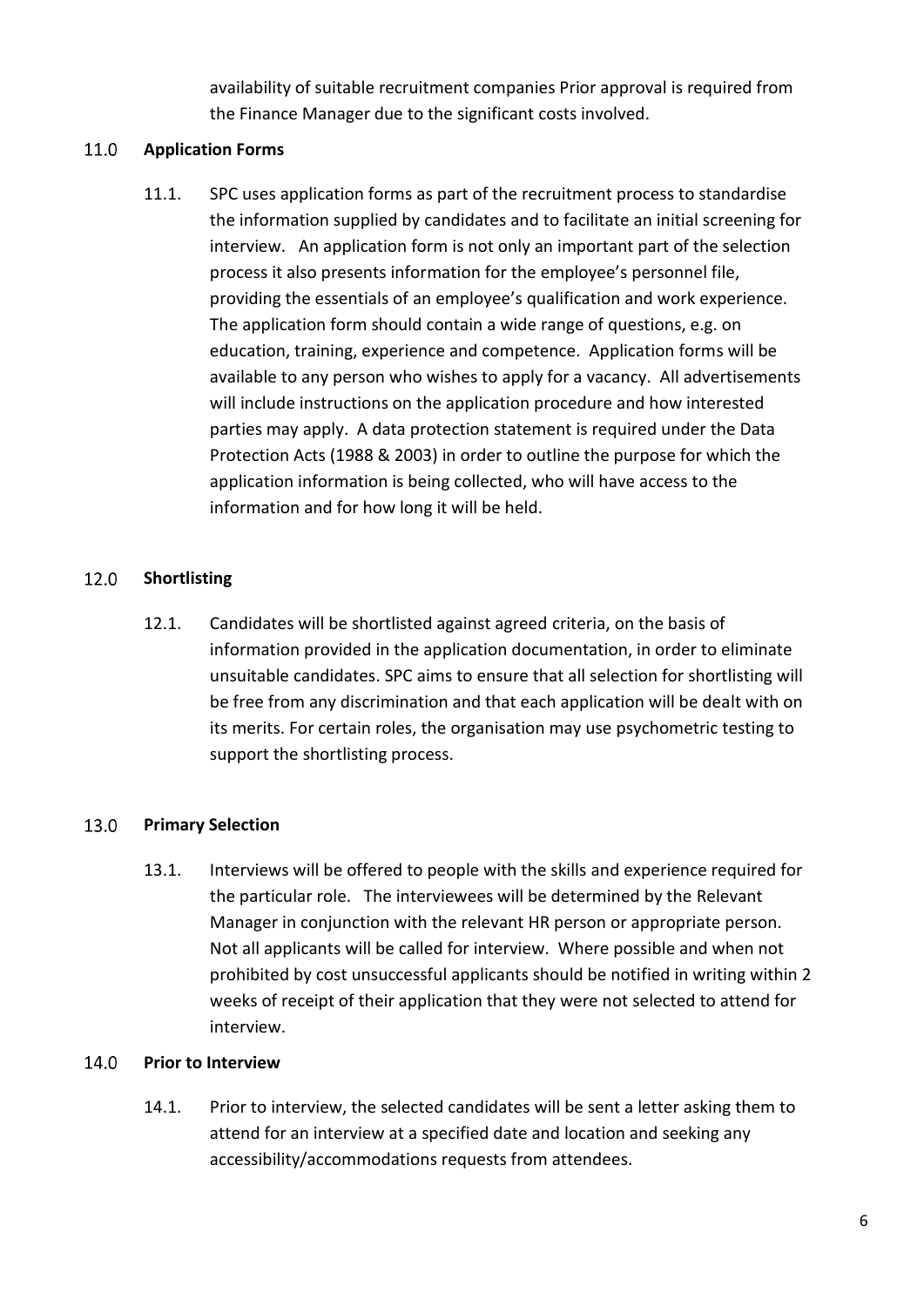availability of suitable recruitment companies Prior approval is required from the Finance Manager due to the significant costs involved.

## 11.0 Application Forms

11.1. SPC uses application forms as part of the recruitment process to standardise the information supplied by candidates and to facilitate an initial screening for interview. An application form is not only an important part of the selection process it also presents information for the employee's personnel file, providing the essentials of an employee's qualification and work experience. The application form should contain a wide range of questions, e.g. on education, training, experience and competence. Application forms will be available to any person who wishes to apply for a vacancy. All advertisements will include instructions on the application procedure and how interested parties may apply. A data protection statement is required under the Data Protection Acts (1988 & 2003) in order to outline the purpose for which the application information is being collected, who will have access to the information and for how long it will be held.

## 12.0 Shortlisting

12.1. Candidates will be shortlisted against agreed criteria, on the basis of information provided in the application documentation, in order to eliminate unsuitable candidates. SPC aims to ensure that all selection for shortlisting will be free from any discrimination and that each application will be dealt with on its merits. For certain roles, the organisation may use psychometric testing to support the shortlisting process.

## 13.0 Primary Selection

13.1. Interviews will be offered to people with the skills and experience required for the particular role. The interviewees will be determined by the Relevant Manager in conjunction with the relevant HR person or appropriate person. Not all applicants will be called for interview. Where possible and when not prohibited by cost unsuccessful applicants should be notified in writing within 2 weeks of receipt of their application that they were not selected to attend for interview.

## 14.0 Prior to Interview

14.1. Prior to interview, the selected candidates will be sent a letter asking them to attend for an interview at a specified date and location and seeking any accessibility/accommodations requests from attendees.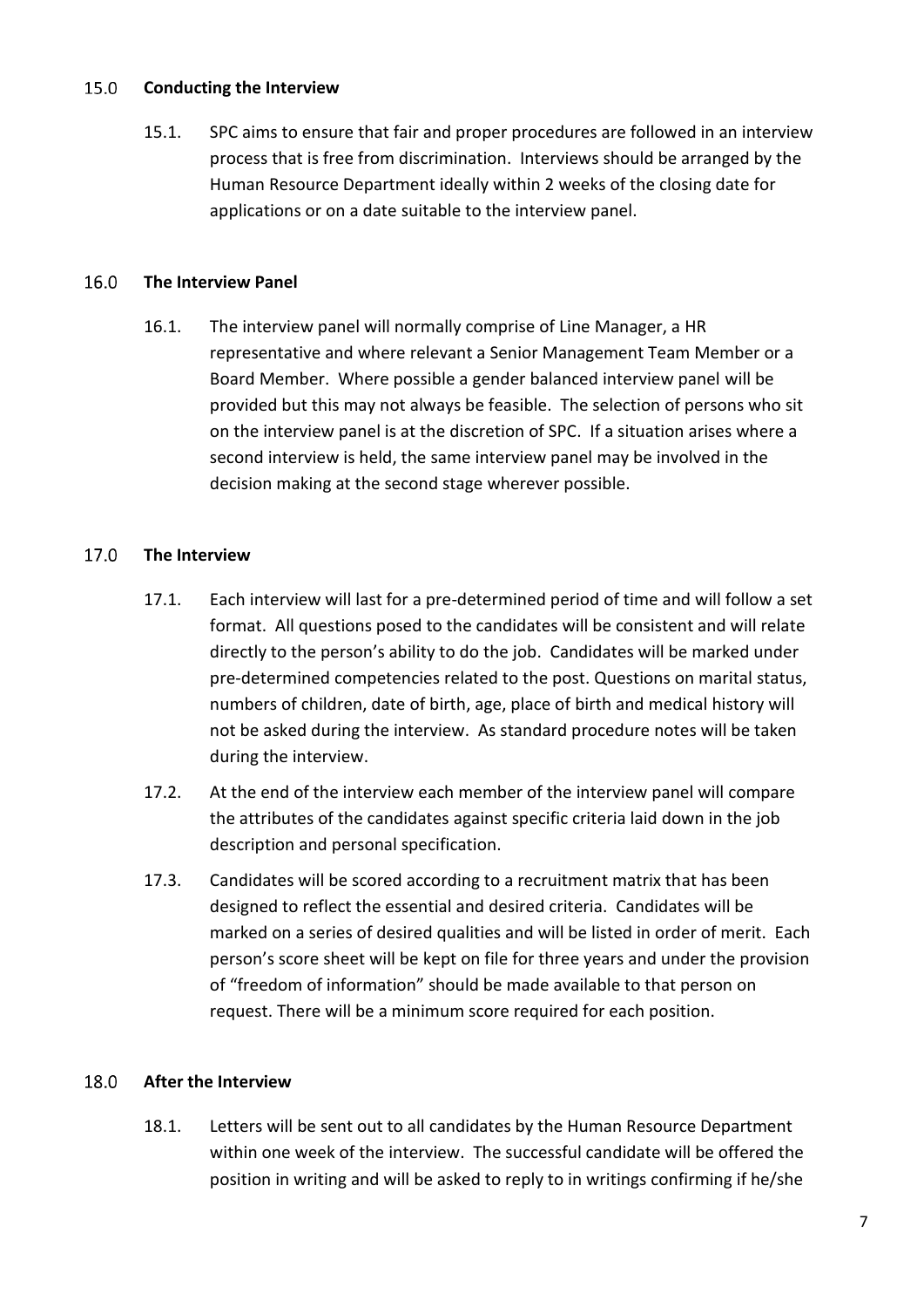## 15.0 Conducting the Interview

15.1. SPC aims to ensure that fair and proper procedures are followed in an interview process that is free from discrimination. Interviews should be arranged by the Human Resource Department ideally within 2 weeks of the closing date for applications or on a date suitable to the interview panel.

## 16.0 The Interview Panel

16.1. The interview panel will normally comprise of Line Manager, a HR representative and where relevant a Senior Management Team Member or a Board Member. Where possible a gender balanced interview panel will be provided but this may not always be feasible. The selection of persons who sit on the interview panel is at the discretion of SPC. If a situation arises where a second interview is held, the same interview panel may be involved in the decision making at the second stage wherever possible.

## 17.0 The Interview

17.1. Each interview will last for a pre-determined period of time and will follow a set format. All questions posed to the candidates will be consistent and will relate directly to the person's ability to do the job. Candidates will be marked under pre-determined competencies related to the post. Questions on marital status, numbers of children, date of birth, age, place of birth and medical history will not be asked during the interview. As standard procedure notes will be taken during the interview.

17.2. At the end of the interview each member of the interview panel will compare the attributes of the candidates against specific criteria laid down in the job description and personal specification.

17.3. Candidates will be scored according to a recruitment matrix that has been designed to reflect the essential and desired criteria. Candidates will be marked on a series of desired qualities and will be listed in order of merit. Each person's score sheet will be kept on file for three years and under the provision of "freedom of information" should be made available to that person on request. There will be a minimum score required for each position.

## 18.0 After the Interview

18.1. Letters will be sent out to all candidates by the Human Resource Department within one week of the interview. The successful candidate will be offered the position in writing and will be asked to reply to in writings confirming if he/she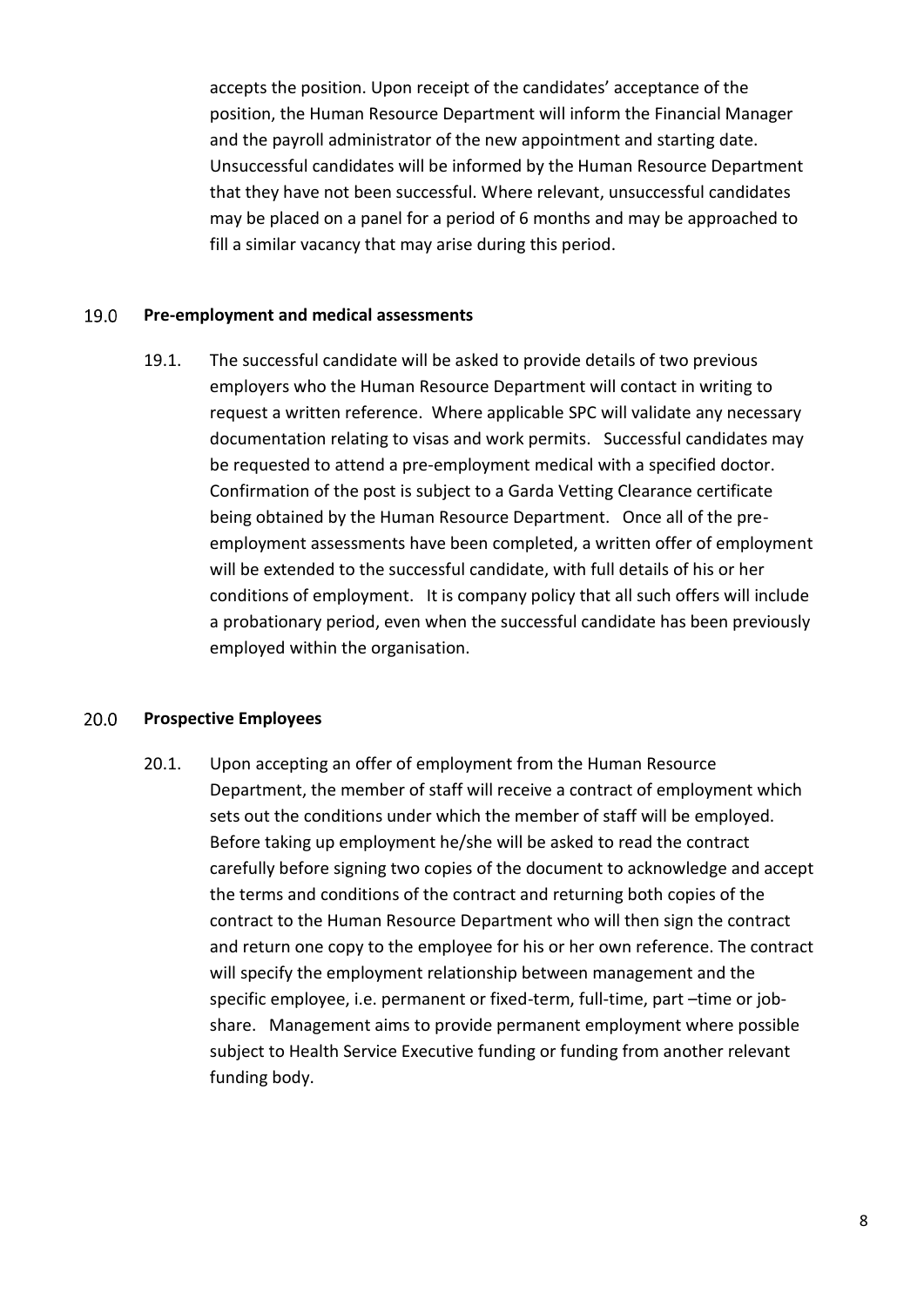accepts the position. Upon receipt of the candidates' acceptance of the position, the Human Resource Department will inform the Financial Manager and the payroll administrator of the new appointment and starting date. Unsuccessful candidates will be informed by the Human Resource Department that they have not been successful. Where relevant, unsuccessful candidates may be placed on a panel for a period of 6 months and may be approached to fill a similar vacancy that may arise during this period.

## 19.0 Pre-employment and medical assessments

19.1. The successful candidate will be asked to provide details of two previous employers who the Human Resource Department will contact in writing to request a written reference. Where applicable SPC will validate any necessary documentation relating to visas and work permits. Successful candidates may be requested to attend a pre-employment medical with a specified doctor. Confirmation of the post is subject to a Garda Vetting Clearance certificate being obtained by the Human Resource Department. Once all of the pre-employment assessments have been completed, a written offer of employment will be extended to the successful candidate, with full details of his or her conditions of employment. It is company policy that all such offers will include a probationary period, even when the successful candidate has been previously employed within the organisation.

## 20.0 Prospective Employees

20.1. Upon accepting an offer of employment from the Human Resource Department, the member of staff will receive a contract of employment which sets out the conditions under which the member of staff will be employed. Before taking up employment he/she will be asked to read the contract carefully before signing two copies of the document to acknowledge and accept the terms and conditions of the contract and returning both copies of the contract to the Human Resource Department who will then sign the contract and return one copy to the employee for his or her own reference. The contract will specify the employment relationship between management and the specific employee, i.e. permanent or fixed-term, full-time, part –time or job-share. Management aims to provide permanent employment where possible subject to Health Service Executive funding or funding from another relevant funding body.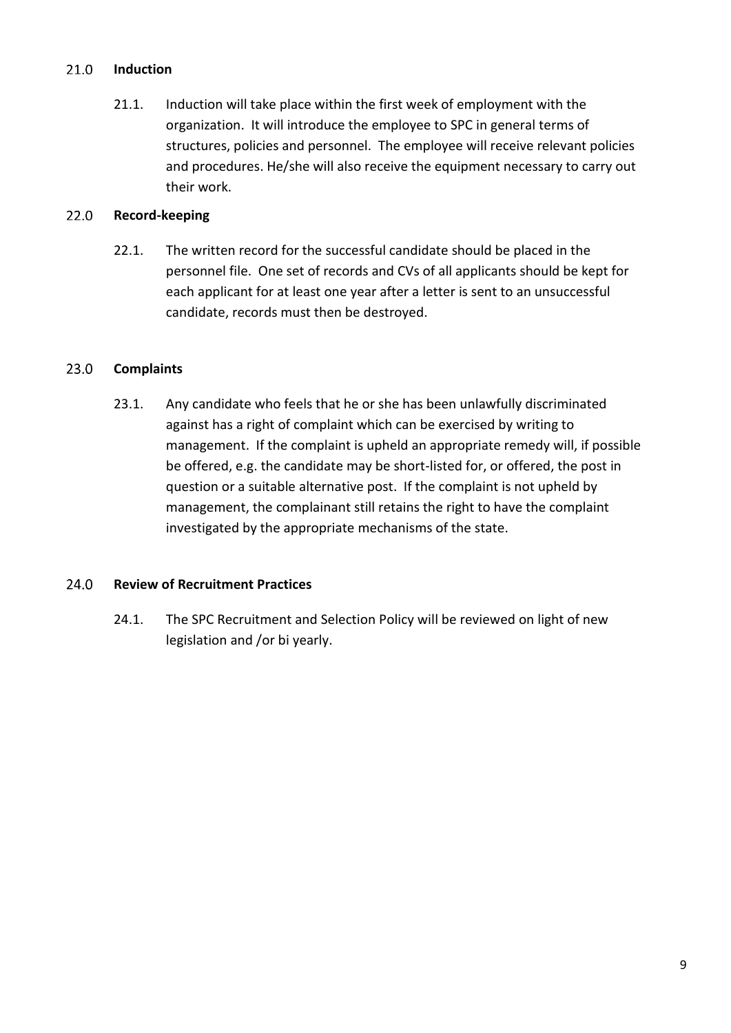## 21.0 Induction

21.1. Induction will take place within the first week of employment with the organization. It will introduce the employee to SPC in general terms of structures, policies and personnel. The employee will receive relevant policies and procedures. He/she will also receive the equipment necessary to carry out their work.

## 22.0 Record-keeping

22.1. The written record for the successful candidate should be placed in the personnel file. One set of records and CVs of all applicants should be kept for each applicant for at least one year after a letter is sent to an unsuccessful candidate, records must then be destroyed.

## 23.0 Complaints

23.1. Any candidate who feels that he or she has been unlawfully discriminated against has a right of complaint which can be exercised by writing to management. If the complaint is upheld an appropriate remedy will, if possible be offered, e.g. the candidate may be short-listed for, or offered, the post in question or a suitable alternative post. If the complaint is not upheld by management, the complainant still retains the right to have the complaint investigated by the appropriate mechanisms of the state.

## 24.0 Review of Recruitment Practices

24.1. The SPC Recruitment and Selection Policy will be reviewed on light of new legislation and /or bi yearly.